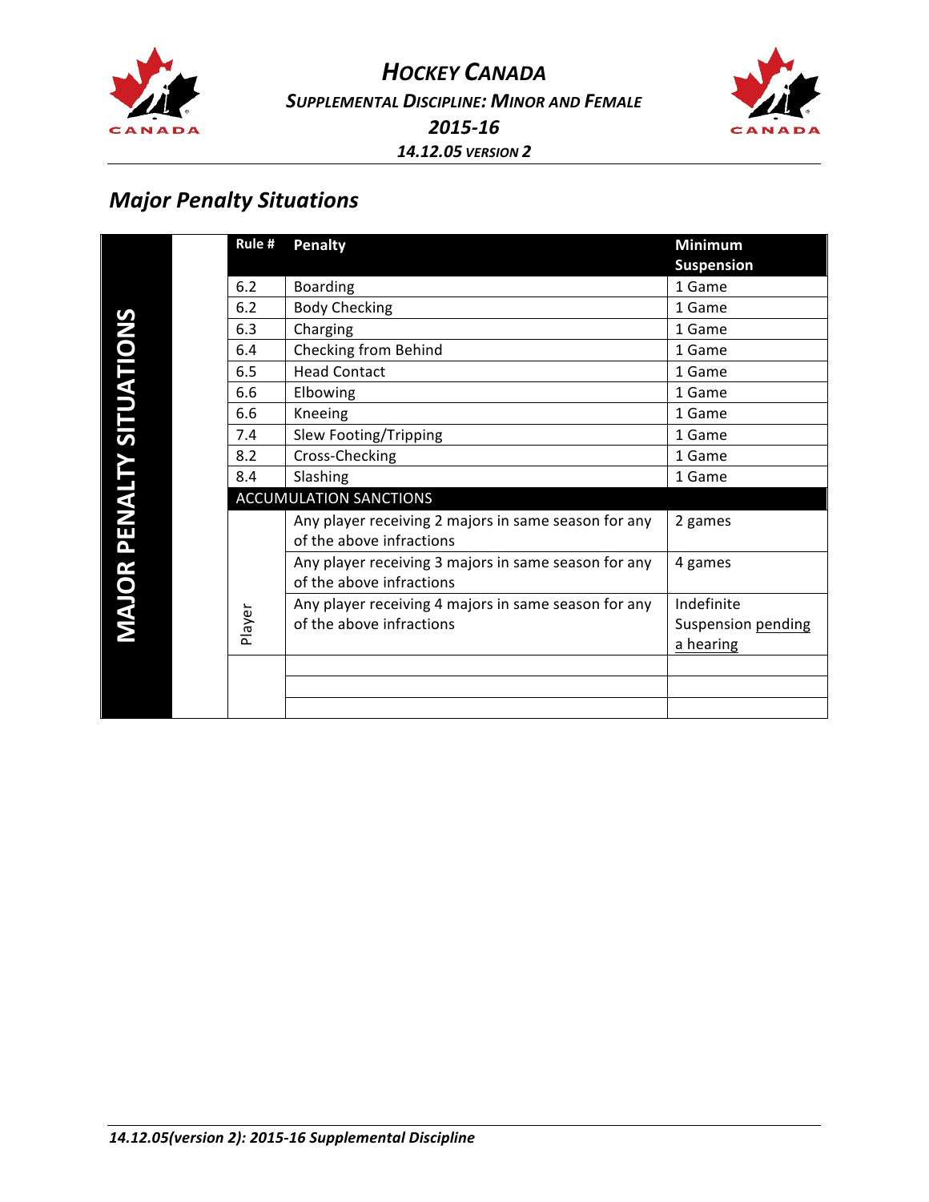# HOCKEY CANADA

## SUPPLEMENTAL DISCIPLINE: MINOR AND FEMALE

## 2015-16

### 14.12.05 VERSION 2

## *Major Penalty Situations*

**MAJOR PENALTY SITUATIONS**

| Rule # | Penalty | Minimum Suspension |
|---|---|---|
| 6.2 | Boarding | 1 Game |
| 6.2 | Body Checking | 1 Game |
| 6.3 | Charging | 1 Game |
| 6.4 | Checking from Behind | 1 Game |
| 6.5 | Head Contact | 1 Game |
| 6.6 | Elbowing | 1 Game |
| 6.6 | Kneeing | 1 Game |
| 7.4 | Slew Footing/Tripping | 1 Game |
| 8.2 | Cross-Checking | 1 Game |
| 8.4 | Slashing | 1 Game |
| ACCUMULATION SANCTIONS | | |
| Player | Any player receiving 2 majors in same season for any of the above infractions | 2 games |
| Player | Any player receiving 3 majors in same season for any of the above infractions | 4 games |
| Player | Any player receiving 4 majors in same season for any of the above infractions | Indefinite Suspension pending a hearing |
| | | |
| | | |
| | | |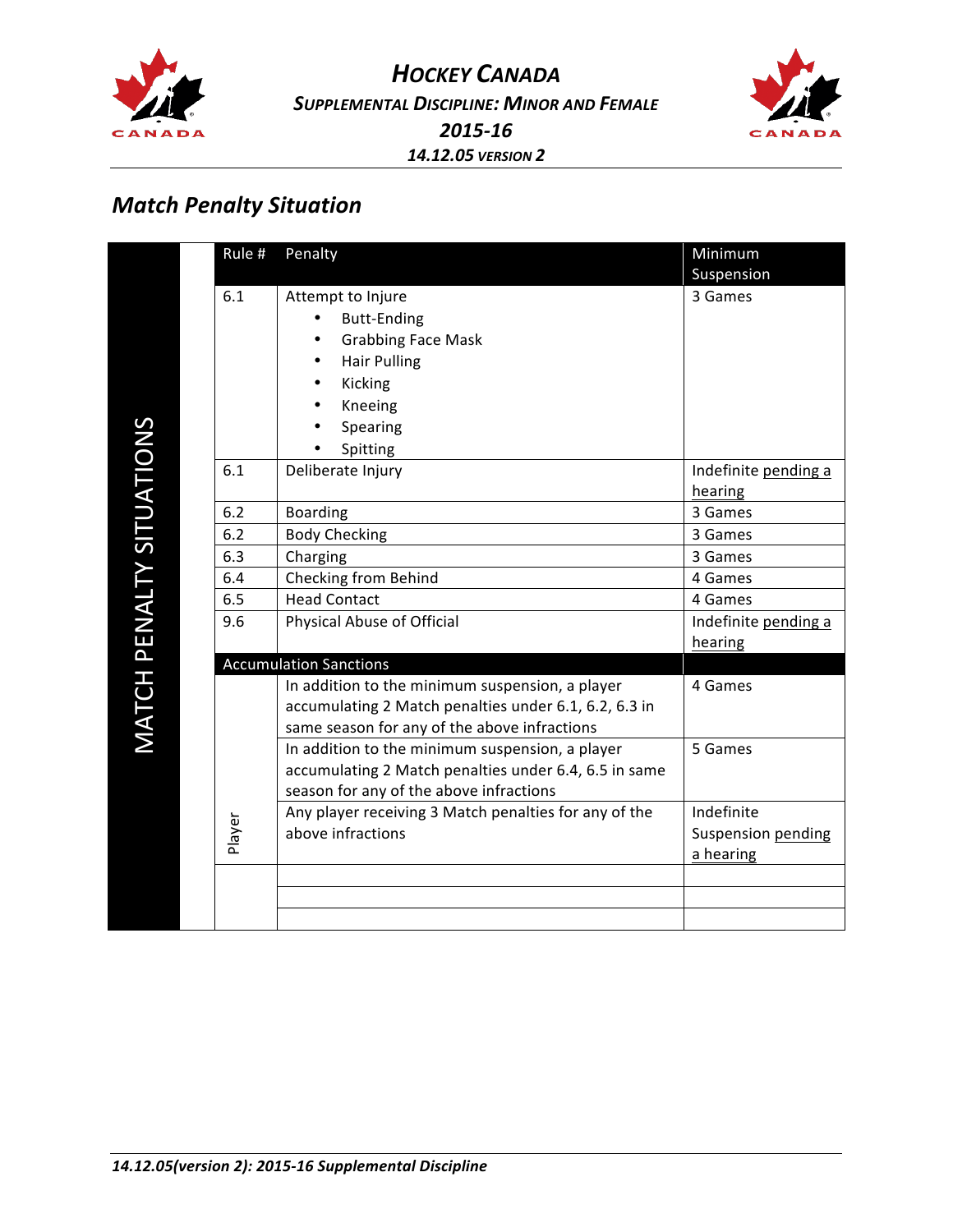# Hockey Canada

## Supplemental Discipline: Minor and Female

## 2015-16

### 14.12.05 version 2

## *Match Penalty Situation*

**MATCH PENALTY SITUATIONS**

| Rule # | Penalty | Minimum Suspension |
|---|---|---|
| 6.1 | Attempt to Injure<br>• Butt-Ending<br>• Grabbing Face Mask<br>• Hair Pulling<br>• Kicking<br>• Kneeing<br>• Spearing<br>• Spitting | 3 Games |
| 6.1 | Deliberate Injury | Indefinite pending a hearing |
| 6.2 | Boarding | 3 Games |
| 6.2 | Body Checking | 3 Games |
| 6.3 | Charging | 3 Games |
| 6.4 | Checking from Behind | 4 Games |
| 6.5 | Head Contact | 4 Games |
| 9.6 | Physical Abuse of Official | Indefinite pending a hearing |
| **Accumulation Sanctions** | | |
| Player | In addition to the minimum suspension, a player accumulating 2 Match penalties under 6.1, 6.2, 6.3 in same season for any of the above infractions | 4 Games |
| Player | In addition to the minimum suspension, a player accumulating 2 Match penalties under 6.4, 6.5 in same season for any of the above infractions | 5 Games |
| Player | Any player receiving 3 Match penalties for any of the above infractions | Indefinite Suspension pending a hearing |
| | | |
| | | |
| | | |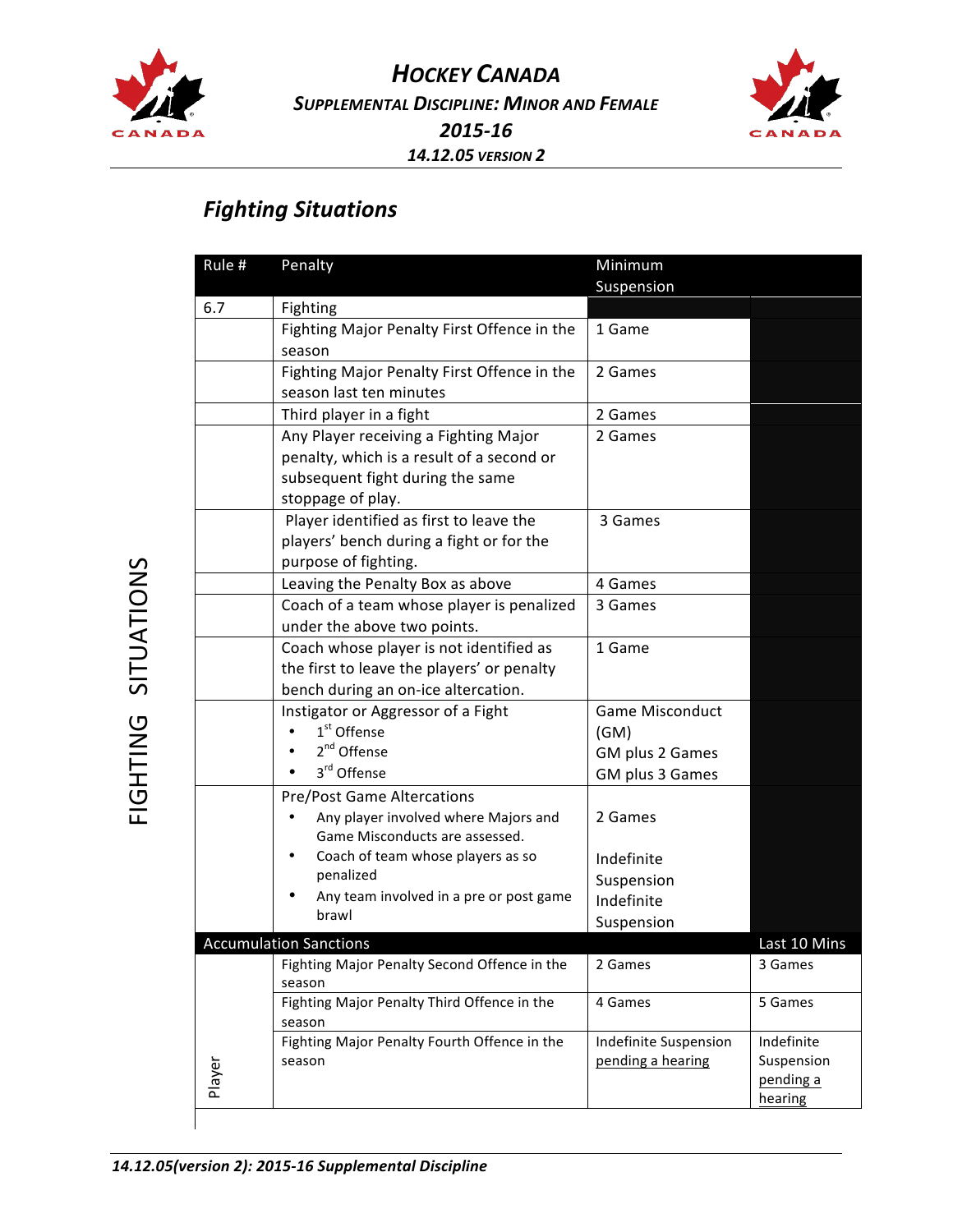# HOCKEY CANADA

## SUPPLEMENTAL DISCIPLINE: MINOR AND FEMALE

## 2015-16

### 14.12.05 VERSION 2

## *Fighting Situations*

FIGHTING SITUATIONS

| Rule # | Penalty | Minimum Suspension | |
|---|---|---|---|
| 6.7 | Fighting | | |
| | Fighting Major Penalty First Offence in the season | 1 Game | |
| | Fighting Major Penalty First Offence in the season last ten minutes | 2 Games | |
| | Third player in a fight | 2 Games | |
| | Any Player receiving a Fighting Major penalty, which is a result of a second or subsequent fight during the same stoppage of play. | 2 Games | |
| | Player identified as first to leave the players' bench during a fight or for the purpose of fighting. | 3 Games | |
| | Leaving the Penalty Box as above | 4 Games | |
| | Coach of a team whose player is penalized under the above two points. | 3 Games | |
| | Coach whose player is not identified as the first to leave the players' or penalty bench during an on-ice altercation. | 1 Game | |
| | Instigator or Aggressor of a Fight<br>• 1st Offense<br>• 2nd Offense<br>• 3rd Offense | Game Misconduct (GM)<br>GM plus 2 Games<br>GM plus 3 Games | |
| | Pre/Post Game Altercations<br>• Any player involved where Majors and Game Misconducts are assessed.<br>• Coach of team whose players as so penalized<br>• Any team involved in a pre or post game brawl | <br>2 Games<br><br>Indefinite Suspension<br>Indefinite Suspension | |
| **Accumulation Sanctions** | | | **Last 10 Mins** |
| Player | Fighting Major Penalty Second Offence in the season | 2 Games | 3 Games |
| | Fighting Major Penalty Third Offence in the season | 4 Games | 5 Games |
| | Fighting Major Penalty Fourth Offence in the season | Indefinite Suspension pending a hearing | Indefinite Suspension pending a hearing |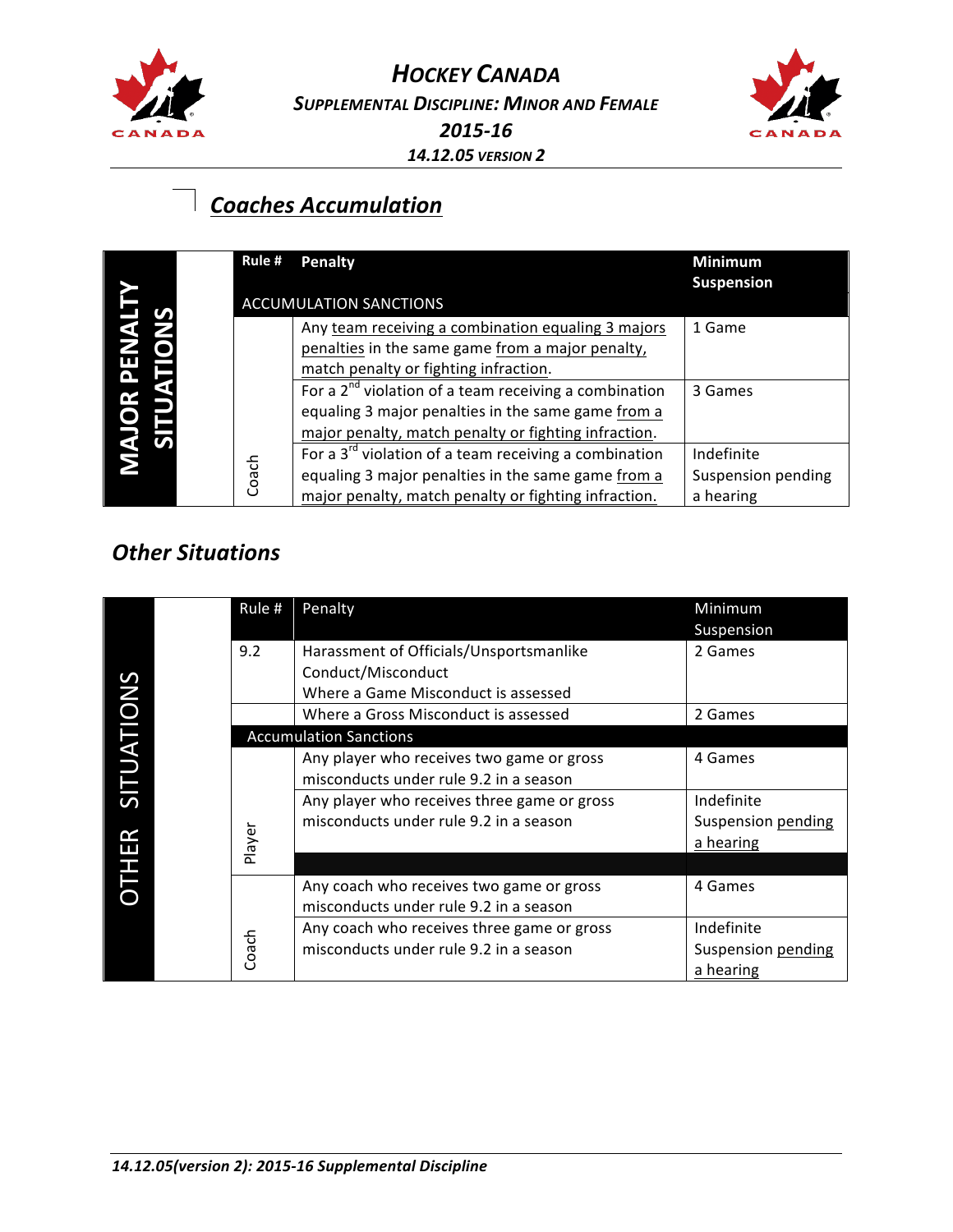## *Coaches Accumulation*

| MAJOR PENALTY SITUATIONS | | Rule # | Penalty | Minimum Suspension |
|---|---|---|---|---|
| | | ACCUMULATION SANCTIONS | | |
| | Coach | | Any team receiving a combination equaling 3 majors penalties in the same game from a major penalty, match penalty or fighting infraction. | 1 Game |
| | Coach | | For a 2nd violation of a team receiving a combination equaling 3 major penalties in the same game from a major penalty, match penalty or fighting infraction. | 3 Games |
| | Coach | | For a 3rd violation of a team receiving a combination equaling 3 major penalties in the same game from a major penalty, match penalty or fighting infraction. | Indefinite Suspension pending a hearing |

## *Other Situations*

| OTHER SITUATIONS | | Rule # | Penalty | Minimum Suspension |
|---|---|---|---|---|
| | | 9.2 | Harassment of Officials/Unsportsmanlike Conduct/Misconduct<br>Where a Game Misconduct is assessed | 2 Games |
| | | | Where a Gross Misconduct is assessed | 2 Games |
| | | Accumulation Sanctions | | |
| | Player | | Any player who receives two game or gross misconducts under rule 9.2 in a season | 4 Games |
| | Player | | Any player who receives three game or gross misconducts under rule 9.2 in a season | Indefinite Suspension pending a hearing |
| | Coach | | Any coach who receives two game or gross misconducts under rule 9.2 in a season | 4 Games |
| | Coach | | Any coach who receives three game or gross misconducts under rule 9.2 in a season | Indefinite Suspension pending a hearing |